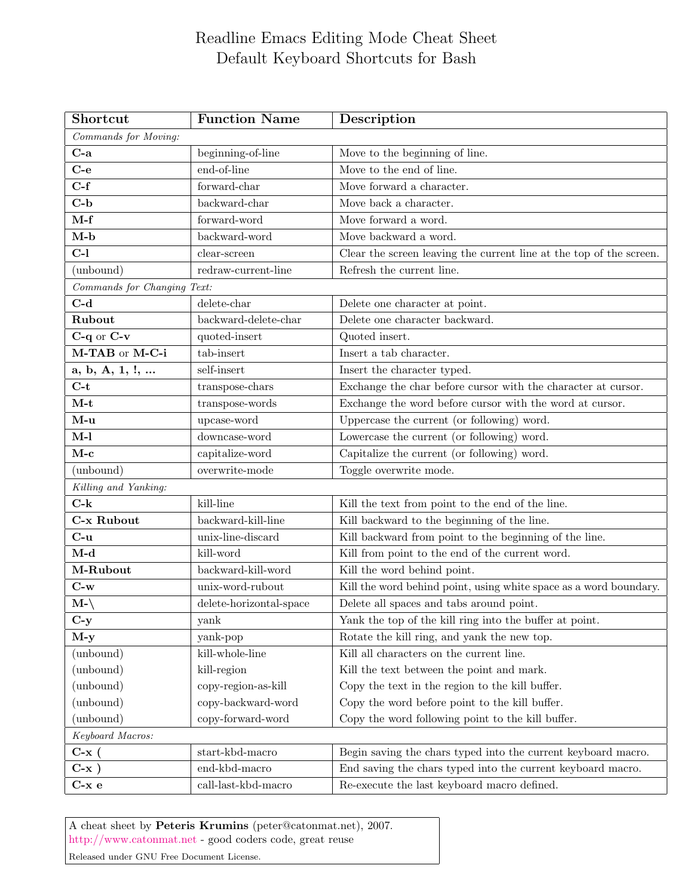# Readline Emacs Editing Mode Cheat Sheet
# Default Keyboard Shortcuts for Bash

| Shortcut | Function Name | Description |
|---|---|---|
| *Commands for Moving:* | | |
| **C-a** | beginning-of-line | Move to the beginning of line. |
| **C-e** | end-of-line | Move to the end of line. |
| **C-f** | forward-char | Move forward a character. |
| **C-b** | backward-char | Move back a character. |
| **M-f** | forward-word | Move forward a word. |
| **M-b** | backward-word | Move backward a word. |
| **C-l** | clear-screen | Clear the screen leaving the current line at the top of the screen. |
| (unbound) | redraw-current-line | Refresh the current line. |
| *Commands for Changing Text:* | | |
| **C-d** | delete-char | Delete one character at point. |
| **Rubout** | backward-delete-char | Delete one character backward. |
| **C-q** or **C-v** | quoted-insert | Quoted insert. |
| **M-TAB** or **M-C-i** | tab-insert | Insert a tab character. |
| **a, b, A, 1, !, ...** | self-insert | Insert the character typed. |
| **C-t** | transpose-chars | Exchange the char before cursor with the character at cursor. |
| **M-t** | transpose-words | Exchange the word before cursor with the word at cursor. |
| **M-u** | upcase-word | Uppercase the current (or following) word. |
| **M-l** | downcase-word | Lowercase the current (or following) word. |
| **M-c** | capitalize-word | Capitalize the current (or following) word. |
| (unbound) | overwrite-mode | Toggle overwrite mode. |
| *Killing and Yanking:* | | |
| **C-k** | kill-line | Kill the text from point to the end of the line. |
| **C-x Rubout** | backward-kill-line | Kill backward to the beginning of the line. |
| **C-u** | unix-line-discard | Kill backward from point to the beginning of the line. |
| **M-d** | kill-word | Kill from point to the end of the current word. |
| **M-Rubout** | backward-kill-word | Kill the word behind point. |
| **C-w** | unix-word-rubout | Kill the word behind point, using white space as a word boundary. |
| **M-\\** | delete-horizontal-space | Delete all spaces and tabs around point. |
| **C-y** | yank | Yank the top of the kill ring into the buffer at point. |
| **M-y** | yank-pop | Rotate the kill ring, and yank the new top. |
| (unbound) | kill-whole-line | Kill all characters on the current line. |
| (unbound) | kill-region | Kill the text between the point and mark. |
| (unbound) | copy-region-as-kill | Copy the text in the region to the kill buffer. |
| (unbound) | copy-backward-word | Copy the word before point to the kill buffer. |
| (unbound) | copy-forward-word | Copy the word following point to the kill buffer. |
| *Keyboard Macros:* | | |
| **C-x (** | start-kbd-macro | Begin saving the chars typed into the current keyboard macro. |
| **C-x )** | end-kbd-macro | End saving the chars typed into the current keyboard macro. |
| **C-x e** | call-last-kbd-macro | Re-execute the last keyboard macro defined. |

A cheat sheet by **Peteris Krumins** (peter@catonmat.net), 2007.
http://www.catonmat.net - good coders code, great reuse

Released under GNU Free Document License.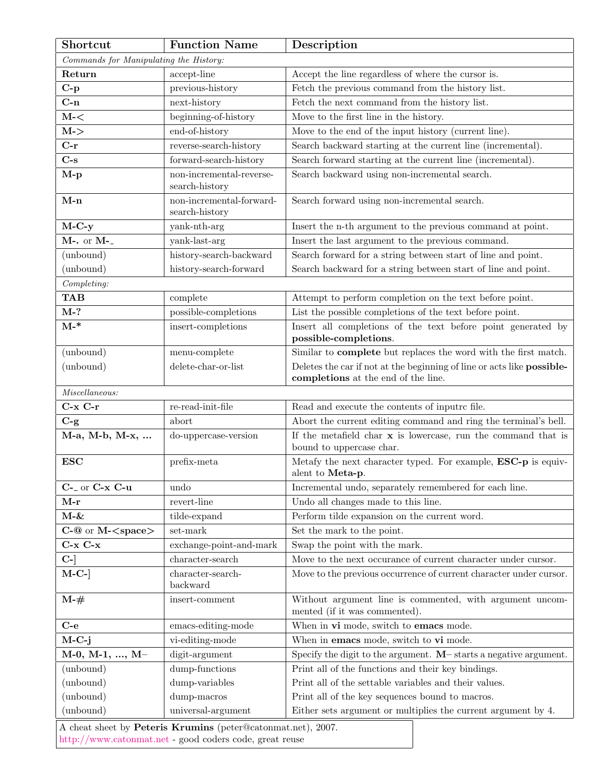| Shortcut | Function Name | Description |
|---|---|---|
| *Commands for Manipulating the History:* | | |
| **Return** | accept-line | Accept the line regardless of where the cursor is. |
| **C-p** | previous-history | Fetch the previous command from the history list. |
| **C-n** | next-history | Fetch the next command from the history list. |
| **M-<** | beginning-of-history | Move to the first line in the history. |
| **M->** | end-of-history | Move to the end of the input history (current line). |
| **C-r** | reverse-search-history | Search backward starting at the current line (incremental). |
| **C-s** | forward-search-history | Search forward starting at the current line (incremental). |
| **M-p** | non-incremental-reverse-search-history | Search backward using non-incremental search. |
| **M-n** | non-incremental-forward-search-history | Search forward using non-incremental search. |
| **M-C-y** | yank-nth-arg | Insert the n-th argument to the previous command at point. |
| **M-.** or **M-_** | yank-last-arg | Insert the last argument to the previous command. |
| (unbound) | history-search-backward | Search forward for a string between start of line and point. |
| (unbound) | history-search-forward | Search backward for a string between start of line and point. |
| *Completing:* | | |
| **TAB** | complete | Attempt to perform completion on the text before point. |
| **M-?** | possible-completions | List the possible completions of the text before point. |
| **M-*** | insert-completions | Insert all completions of the text before point generated by **possible-completions**. |
| (unbound) | menu-complete | Similar to **complete** but replaces the word with the first match. |
| (unbound) | delete-char-or-list | Deletes the car if not at the beginning of line or acts like **possible-completions** at the end of the line. |
| *Miscellaneous:* | | |
| **C-x C-r** | re-read-init-file | Read and execute the contents of inputrc file. |
| **C-g** | abort | Abort the current editing command and ring the terminal's bell. |
| **M-a, M-b, M-x, ...** | do-uppercase-version | If the metafield char **x** is lowercase, run the command that is bound to uppercase char. |
| **ESC** | prefix-meta | Metafy the next character typed. For example, **ESC-p** is equivalent to **Meta-p**. |
| **C-_** or **C-x C-u** | undo | Incremental undo, separately remembered for each line. |
| **M-r** | revert-line | Undo all changes made to this line. |
| **M-&** | tilde-expand | Perform tilde expansion on the current word. |
| **C-@** or **M-<space>** | set-mark | Set the mark to the point. |
| **C-x C-x** | exchange-point-and-mark | Swap the point with the mark. |
| **C-]** | character-search | Move to the next occurance of current character under cursor. |
| **M-C-]** | character-search-backward | Move to the previous occurrence of current character under cursor. |
| **M-#** | insert-comment | Without argument line is commented, with argument uncommented (if it was commented). |
| **C-e** | emacs-editing-mode | When in **vi** mode, switch to **emacs** mode. |
| **M-C-j** | vi-editing-mode | When in **emacs** mode, switch to **vi** mode. |
| **M-0, M-1, ..., M–** | digit-argument | Specify the digit to the argument. **M–** starts a negative argument. |
| (unbound) | dump-functions | Print all of the functions and their key bindings. |
| (unbound) | dump-variables | Print all of the settable variables and their values. |
| (unbound) | dump-macros | Print all of the key sequences bound to macros. |
| (unbound) | universal-argument | Either sets argument or multiplies the current argument by 4. |

A cheat sheet by **Peteris Krumins** (peter@catonmat.net), 2007.
http://www.catonmat.net - good coders code, great reuse